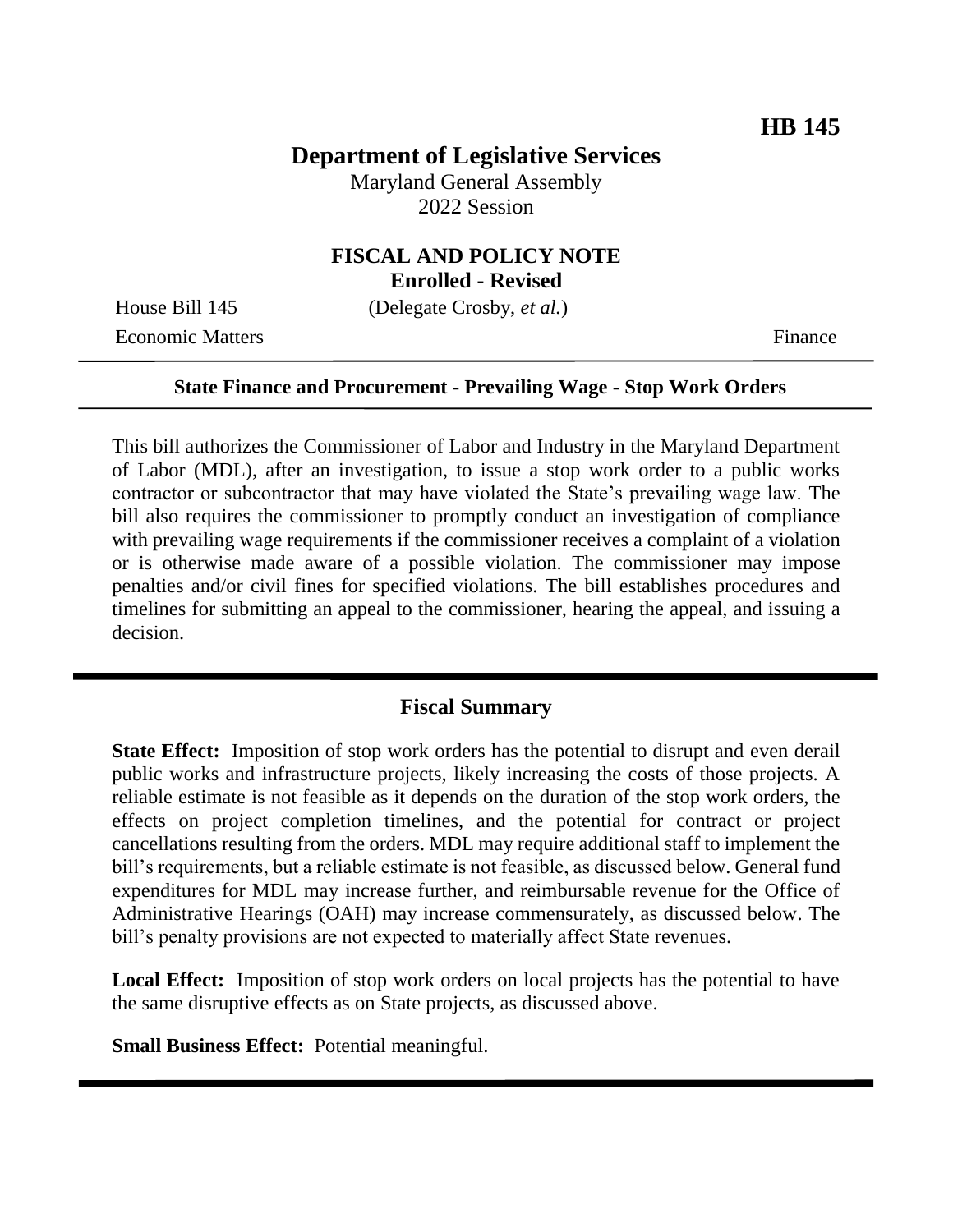**HB 145**

# Department of Legislative Services

Maryland General Assembly
2022 Session

## FISCAL AND POLICY NOTE
**Enrolled - Revised**

House Bill 145 (Delegate Crosby, *et al.*)

Economic Matters Finance

**State Finance and Procurement - Prevailing Wage - Stop Work Orders**

This bill authorizes the Commissioner of Labor and Industry in the Maryland Department of Labor (MDL), after an investigation, to issue a stop work order to a public works contractor or subcontractor that may have violated the State's prevailing wage law. The bill also requires the commissioner to promptly conduct an investigation of compliance with prevailing wage requirements if the commissioner receives a complaint of a violation or is otherwise made aware of a possible violation. The commissioner may impose penalties and/or civil fines for specified violations. The bill establishes procedures and timelines for submitting an appeal to the commissioner, hearing the appeal, and issuing a decision.

## Fiscal Summary

**State Effect:** Imposition of stop work orders has the potential to disrupt and even derail public works and infrastructure projects, likely increasing the costs of those projects. A reliable estimate is not feasible as it depends on the duration of the stop work orders, the effects on project completion timelines, and the potential for contract or project cancellations resulting from the orders. MDL may require additional staff to implement the bill's requirements, but a reliable estimate is not feasible, as discussed below. General fund expenditures for MDL may increase further, and reimbursable revenue for the Office of Administrative Hearings (OAH) may increase commensurately, as discussed below. The bill's penalty provisions are not expected to materially affect State revenues.

**Local Effect:** Imposition of stop work orders on local projects has the potential to have the same disruptive effects as on State projects, as discussed above.

**Small Business Effect:** Potential meaningful.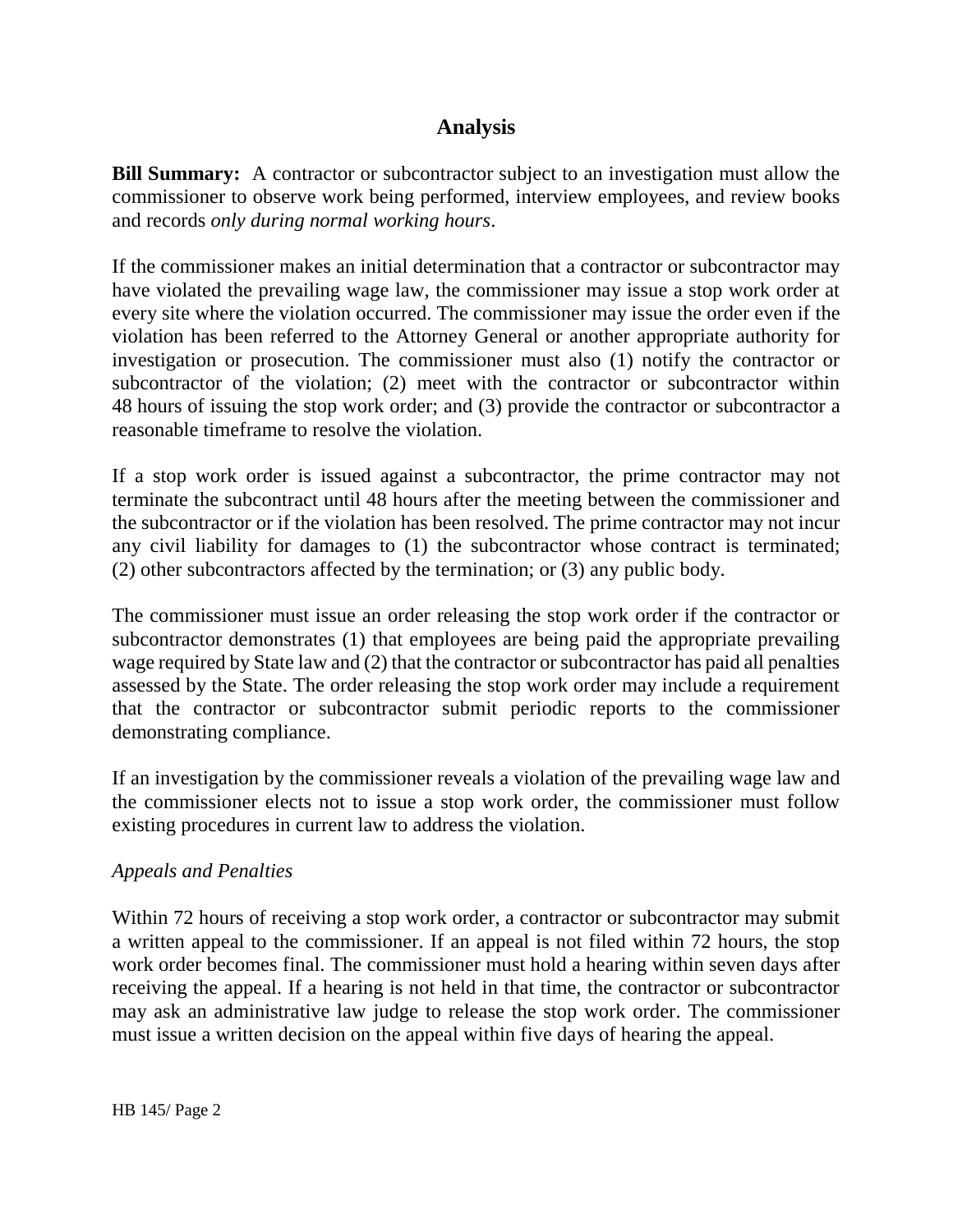# Analysis

**Bill Summary:** A contractor or subcontractor subject to an investigation must allow the commissioner to observe work being performed, interview employees, and review books and records *only during normal working hours*.

If the commissioner makes an initial determination that a contractor or subcontractor may have violated the prevailing wage law, the commissioner may issue a stop work order at every site where the violation occurred. The commissioner may issue the order even if the violation has been referred to the Attorney General or another appropriate authority for investigation or prosecution. The commissioner must also (1) notify the contractor or subcontractor of the violation; (2) meet with the contractor or subcontractor within 48 hours of issuing the stop work order; and (3) provide the contractor or subcontractor a reasonable timeframe to resolve the violation.

If a stop work order is issued against a subcontractor, the prime contractor may not terminate the subcontract until 48 hours after the meeting between the commissioner and the subcontractor or if the violation has been resolved. The prime contractor may not incur any civil liability for damages to (1) the subcontractor whose contract is terminated; (2) other subcontractors affected by the termination; or (3) any public body.

The commissioner must issue an order releasing the stop work order if the contractor or subcontractor demonstrates (1) that employees are being paid the appropriate prevailing wage required by State law and (2) that the contractor or subcontractor has paid all penalties assessed by the State. The order releasing the stop work order may include a requirement that the contractor or subcontractor submit periodic reports to the commissioner demonstrating compliance.

If an investigation by the commissioner reveals a violation of the prevailing wage law and the commissioner elects not to issue a stop work order, the commissioner must follow existing procedures in current law to address the violation.

*Appeals and Penalties*

Within 72 hours of receiving a stop work order, a contractor or subcontractor may submit a written appeal to the commissioner. If an appeal is not filed within 72 hours, the stop work order becomes final. The commissioner must hold a hearing within seven days after receiving the appeal. If a hearing is not held in that time, the contractor or subcontractor may ask an administrative law judge to release the stop work order. The commissioner must issue a written decision on the appeal within five days of hearing the appeal.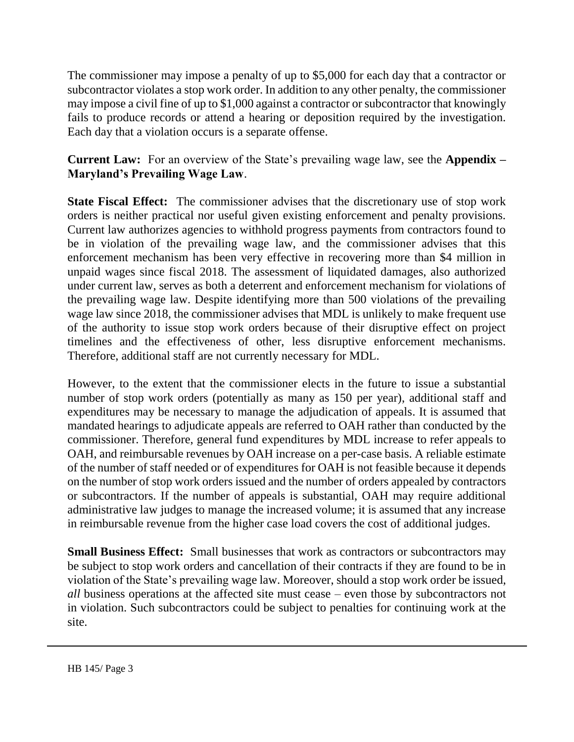The commissioner may impose a penalty of up to $5,000 for each day that a contractor or subcontractor violates a stop work order. In addition to any other penalty, the commissioner may impose a civil fine of up to $1,000 against a contractor or subcontractor that knowingly fails to produce records or attend a hearing or deposition required by the investigation. Each day that a violation occurs is a separate offense.

**Current Law:** For an overview of the State's prevailing wage law, see the **Appendix – Maryland's Prevailing Wage Law**.

**State Fiscal Effect:** The commissioner advises that the discretionary use of stop work orders is neither practical nor useful given existing enforcement and penalty provisions. Current law authorizes agencies to withhold progress payments from contractors found to be in violation of the prevailing wage law, and the commissioner advises that this enforcement mechanism has been very effective in recovering more than $4 million in unpaid wages since fiscal 2018. The assessment of liquidated damages, also authorized under current law, serves as both a deterrent and enforcement mechanism for violations of the prevailing wage law. Despite identifying more than 500 violations of the prevailing wage law since 2018, the commissioner advises that MDL is unlikely to make frequent use of the authority to issue stop work orders because of their disruptive effect on project timelines and the effectiveness of other, less disruptive enforcement mechanisms. Therefore, additional staff are not currently necessary for MDL.

However, to the extent that the commissioner elects in the future to issue a substantial number of stop work orders (potentially as many as 150 per year), additional staff and expenditures may be necessary to manage the adjudication of appeals. It is assumed that mandated hearings to adjudicate appeals are referred to OAH rather than conducted by the commissioner. Therefore, general fund expenditures by MDL increase to refer appeals to OAH, and reimbursable revenues by OAH increase on a per-case basis. A reliable estimate of the number of staff needed or of expenditures for OAH is not feasible because it depends on the number of stop work orders issued and the number of orders appealed by contractors or subcontractors. If the number of appeals is substantial, OAH may require additional administrative law judges to manage the increased volume; it is assumed that any increase in reimbursable revenue from the higher case load covers the cost of additional judges.

**Small Business Effect:** Small businesses that work as contractors or subcontractors may be subject to stop work orders and cancellation of their contracts if they are found to be in violation of the State's prevailing wage law. Moreover, should a stop work order be issued, *all* business operations at the affected site must cease – even those by subcontractors not in violation. Such subcontractors could be subject to penalties for continuing work at the site.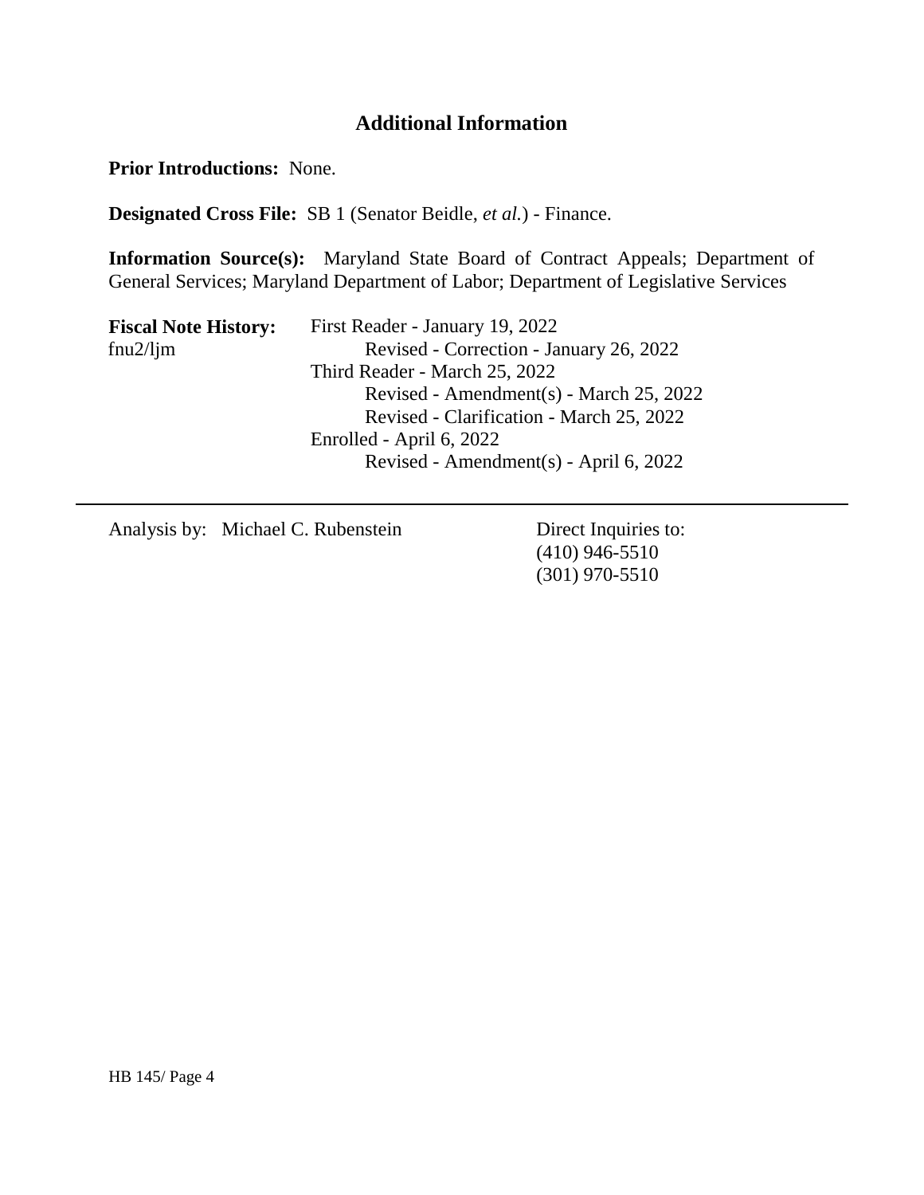## Additional Information

**Prior Introductions:** None.

**Designated Cross File:** SB 1 (Senator Beidle, *et al.*) - Finance.

**Information Source(s):** Maryland State Board of Contract Appeals; Department of General Services; Maryland Department of Labor; Department of Legislative Services

**Fiscal Note History:** First Reader - January 19, 2022
fnu2/ljm
Revised - Correction - January 26, 2022
Third Reader - March 25, 2022
Revised - Amendment(s) - March 25, 2022
Revised - Clarification - March 25, 2022
Enrolled - April 6, 2022
Revised - Amendment(s) - April 6, 2022

---

Analysis by: Michael C. Rubenstein

Direct Inquiries to:
(410) 946-5510
(301) 970-5510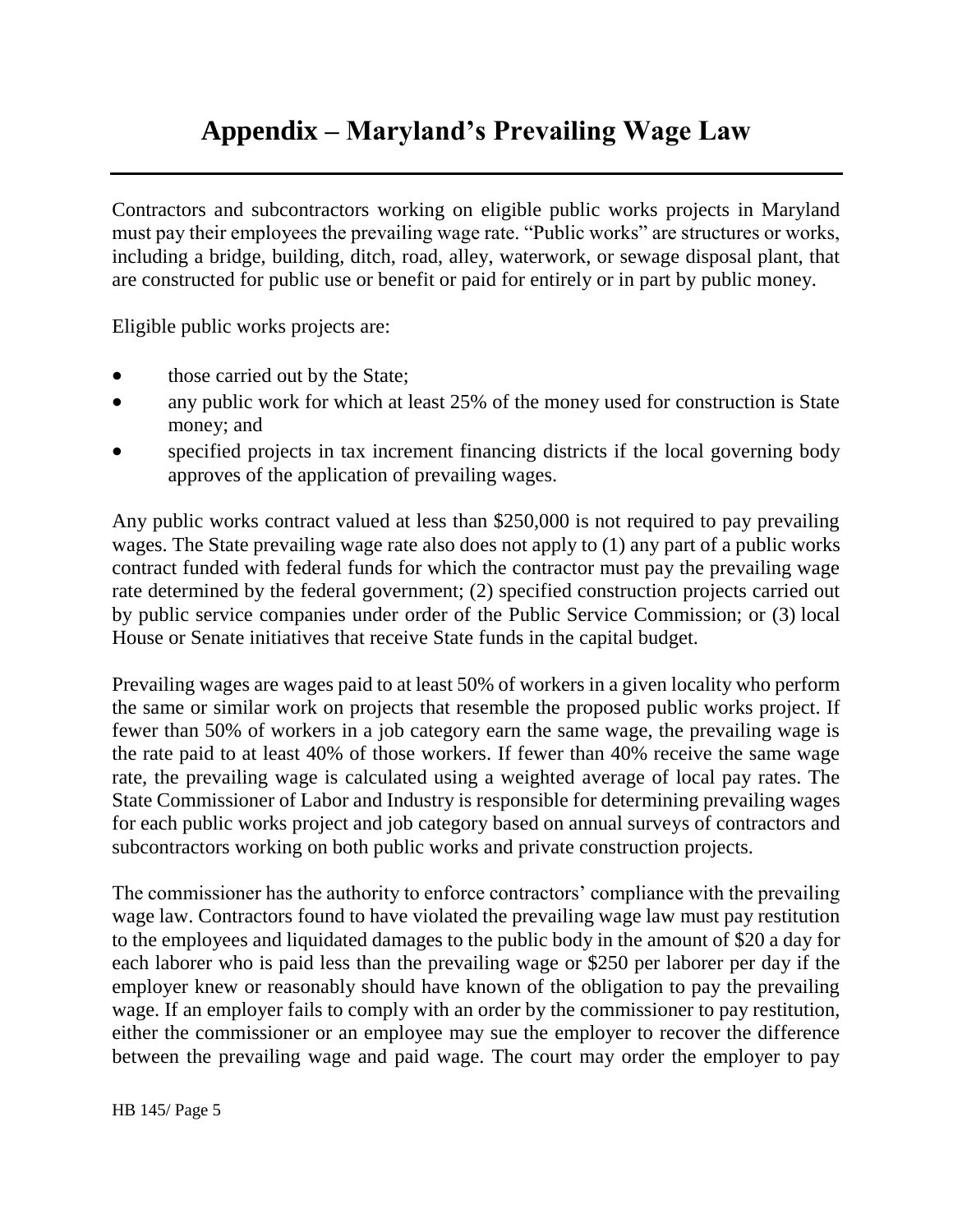# Appendix – Maryland's Prevailing Wage Law

Contractors and subcontractors working on eligible public works projects in Maryland must pay their employees the prevailing wage rate. "Public works" are structures or works, including a bridge, building, ditch, road, alley, waterwork, or sewage disposal plant, that are constructed for public use or benefit or paid for entirely or in part by public money.

Eligible public works projects are:

- those carried out by the State;
- any public work for which at least 25% of the money used for construction is State money; and
- specified projects in tax increment financing districts if the local governing body approves of the application of prevailing wages.

Any public works contract valued at less than $250,000 is not required to pay prevailing wages. The State prevailing wage rate also does not apply to (1) any part of a public works contract funded with federal funds for which the contractor must pay the prevailing wage rate determined by the federal government; (2) specified construction projects carried out by public service companies under order of the Public Service Commission; or (3) local House or Senate initiatives that receive State funds in the capital budget.

Prevailing wages are wages paid to at least 50% of workers in a given locality who perform the same or similar work on projects that resemble the proposed public works project. If fewer than 50% of workers in a job category earn the same wage, the prevailing wage is the rate paid to at least 40% of those workers. If fewer than 40% receive the same wage rate, the prevailing wage is calculated using a weighted average of local pay rates. The State Commissioner of Labor and Industry is responsible for determining prevailing wages for each public works project and job category based on annual surveys of contractors and subcontractors working on both public works and private construction projects.

The commissioner has the authority to enforce contractors' compliance with the prevailing wage law. Contractors found to have violated the prevailing wage law must pay restitution to the employees and liquidated damages to the public body in the amount of $20 a day for each laborer who is paid less than the prevailing wage or $250 per laborer per day if the employer knew or reasonably should have known of the obligation to pay the prevailing wage. If an employer fails to comply with an order by the commissioner to pay restitution, either the commissioner or an employee may sue the employer to recover the difference between the prevailing wage and paid wage. The court may order the employer to pay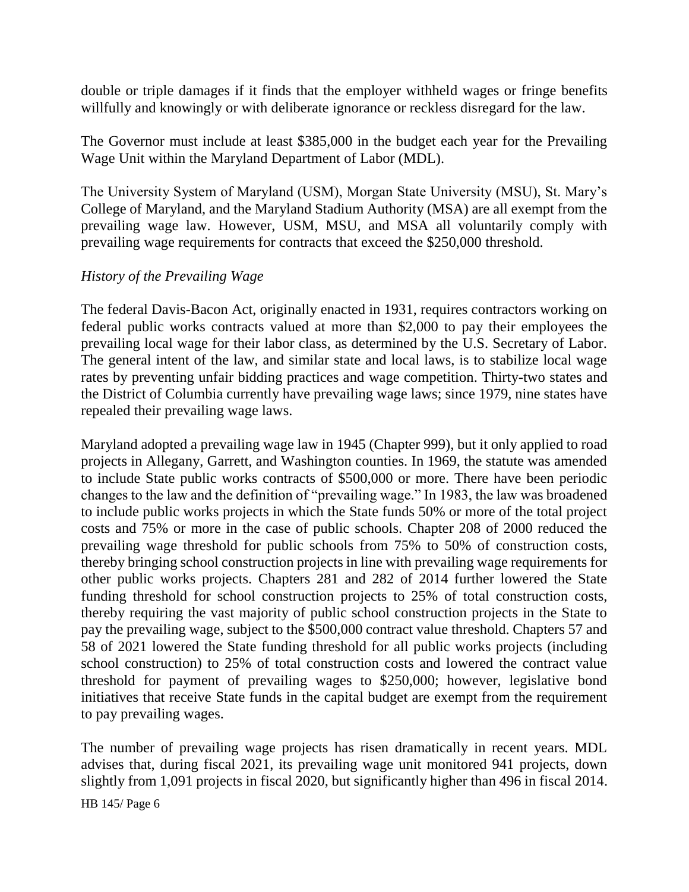double or triple damages if it finds that the employer withheld wages or fringe benefits willfully and knowingly or with deliberate ignorance or reckless disregard for the law.

The Governor must include at least $385,000 in the budget each year for the Prevailing Wage Unit within the Maryland Department of Labor (MDL).

The University System of Maryland (USM), Morgan State University (MSU), St. Mary's College of Maryland, and the Maryland Stadium Authority (MSA) are all exempt from the prevailing wage law. However, USM, MSU, and MSA all voluntarily comply with prevailing wage requirements for contracts that exceed the $250,000 threshold.

*History of the Prevailing Wage*

The federal Davis-Bacon Act, originally enacted in 1931, requires contractors working on federal public works contracts valued at more than $2,000 to pay their employees the prevailing local wage for their labor class, as determined by the U.S. Secretary of Labor. The general intent of the law, and similar state and local laws, is to stabilize local wage rates by preventing unfair bidding practices and wage competition. Thirty-two states and the District of Columbia currently have prevailing wage laws; since 1979, nine states have repealed their prevailing wage laws.

Maryland adopted a prevailing wage law in 1945 (Chapter 999), but it only applied to road projects in Allegany, Garrett, and Washington counties. In 1969, the statute was amended to include State public works contracts of $500,000 or more. There have been periodic changes to the law and the definition of "prevailing wage." In 1983, the law was broadened to include public works projects in which the State funds 50% or more of the total project costs and 75% or more in the case of public schools. Chapter 208 of 2000 reduced the prevailing wage threshold for public schools from 75% to 50% of construction costs, thereby bringing school construction projects in line with prevailing wage requirements for other public works projects. Chapters 281 and 282 of 2014 further lowered the State funding threshold for school construction projects to 25% of total construction costs, thereby requiring the vast majority of public school construction projects in the State to pay the prevailing wage, subject to the $500,000 contract value threshold. Chapters 57 and 58 of 2021 lowered the State funding threshold for all public works projects (including school construction) to 25% of total construction costs and lowered the contract value threshold for payment of prevailing wages to $250,000; however, legislative bond initiatives that receive State funds in the capital budget are exempt from the requirement to pay prevailing wages.

The number of prevailing wage projects has risen dramatically in recent years. MDL advises that, during fiscal 2021, its prevailing wage unit monitored 941 projects, down slightly from 1,091 projects in fiscal 2020, but significantly higher than 496 in fiscal 2014.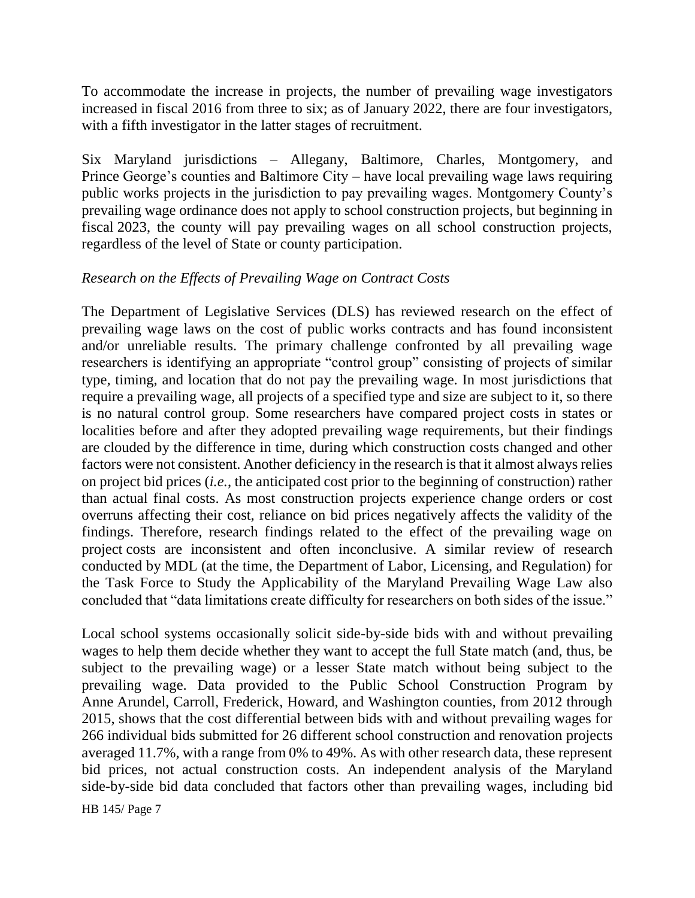To accommodate the increase in projects, the number of prevailing wage investigators increased in fiscal 2016 from three to six; as of January 2022, there are four investigators, with a fifth investigator in the latter stages of recruitment.

Six Maryland jurisdictions – Allegany, Baltimore, Charles, Montgomery, and Prince George's counties and Baltimore City – have local prevailing wage laws requiring public works projects in the jurisdiction to pay prevailing wages. Montgomery County's prevailing wage ordinance does not apply to school construction projects, but beginning in fiscal 2023, the county will pay prevailing wages on all school construction projects, regardless of the level of State or county participation.

*Research on the Effects of Prevailing Wage on Contract Costs*

The Department of Legislative Services (DLS) has reviewed research on the effect of prevailing wage laws on the cost of public works contracts and has found inconsistent and/or unreliable results. The primary challenge confronted by all prevailing wage researchers is identifying an appropriate "control group" consisting of projects of similar type, timing, and location that do not pay the prevailing wage. In most jurisdictions that require a prevailing wage, all projects of a specified type and size are subject to it, so there is no natural control group. Some researchers have compared project costs in states or localities before and after they adopted prevailing wage requirements, but their findings are clouded by the difference in time, during which construction costs changed and other factors were not consistent. Another deficiency in the research is that it almost always relies on project bid prices (*i.e.*, the anticipated cost prior to the beginning of construction) rather than actual final costs. As most construction projects experience change orders or cost overruns affecting their cost, reliance on bid prices negatively affects the validity of the findings. Therefore, research findings related to the effect of the prevailing wage on project costs are inconsistent and often inconclusive. A similar review of research conducted by MDL (at the time, the Department of Labor, Licensing, and Regulation) for the Task Force to Study the Applicability of the Maryland Prevailing Wage Law also concluded that "data limitations create difficulty for researchers on both sides of the issue."

Local school systems occasionally solicit side-by-side bids with and without prevailing wages to help them decide whether they want to accept the full State match (and, thus, be subject to the prevailing wage) or a lesser State match without being subject to the prevailing wage. Data provided to the Public School Construction Program by Anne Arundel, Carroll, Frederick, Howard, and Washington counties, from 2012 through 2015, shows that the cost differential between bids with and without prevailing wages for 266 individual bids submitted for 26 different school construction and renovation projects averaged 11.7%, with a range from 0% to 49%. As with other research data, these represent bid prices, not actual construction costs. An independent analysis of the Maryland side-by-side bid data concluded that factors other than prevailing wages, including bid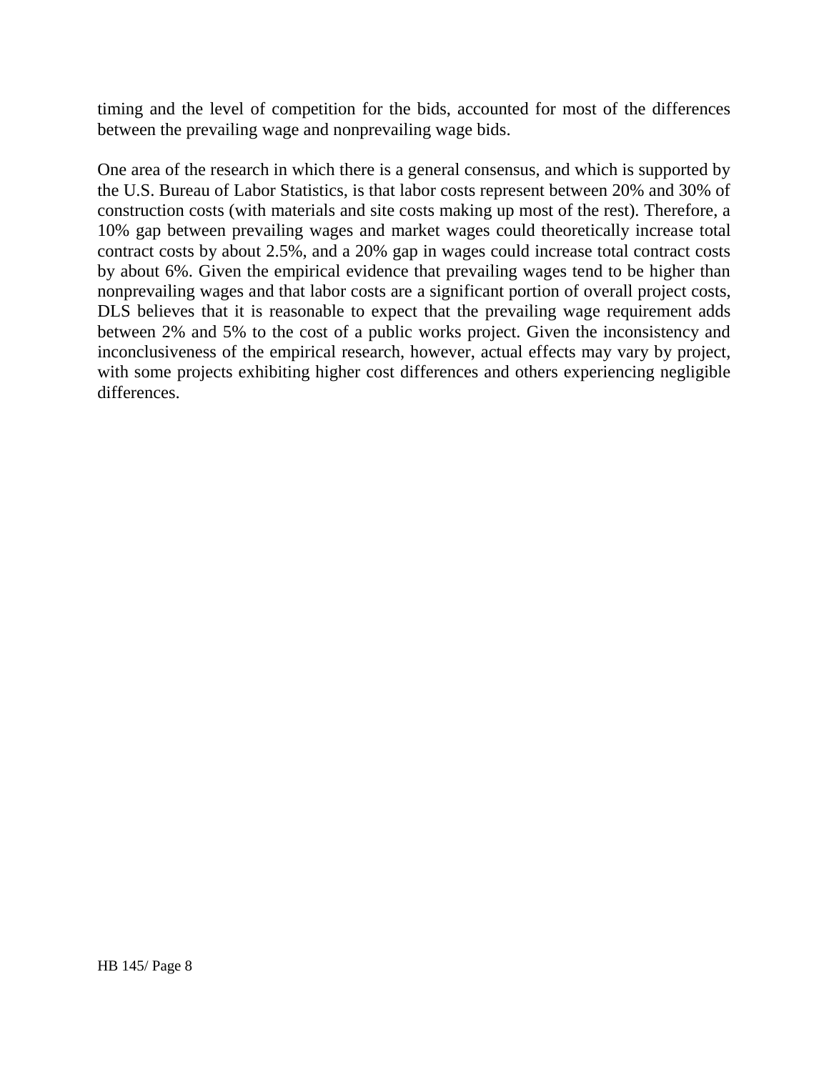timing and the level of competition for the bids, accounted for most of the differences between the prevailing wage and nonprevailing wage bids.

One area of the research in which there is a general consensus, and which is supported by the U.S. Bureau of Labor Statistics, is that labor costs represent between 20% and 30% of construction costs (with materials and site costs making up most of the rest). Therefore, a 10% gap between prevailing wages and market wages could theoretically increase total contract costs by about 2.5%, and a 20% gap in wages could increase total contract costs by about 6%. Given the empirical evidence that prevailing wages tend to be higher than nonprevailing wages and that labor costs are a significant portion of overall project costs, DLS believes that it is reasonable to expect that the prevailing wage requirement adds between 2% and 5% to the cost of a public works project. Given the inconsistency and inconclusiveness of the empirical research, however, actual effects may vary by project, with some projects exhibiting higher cost differences and others experiencing negligible differences.